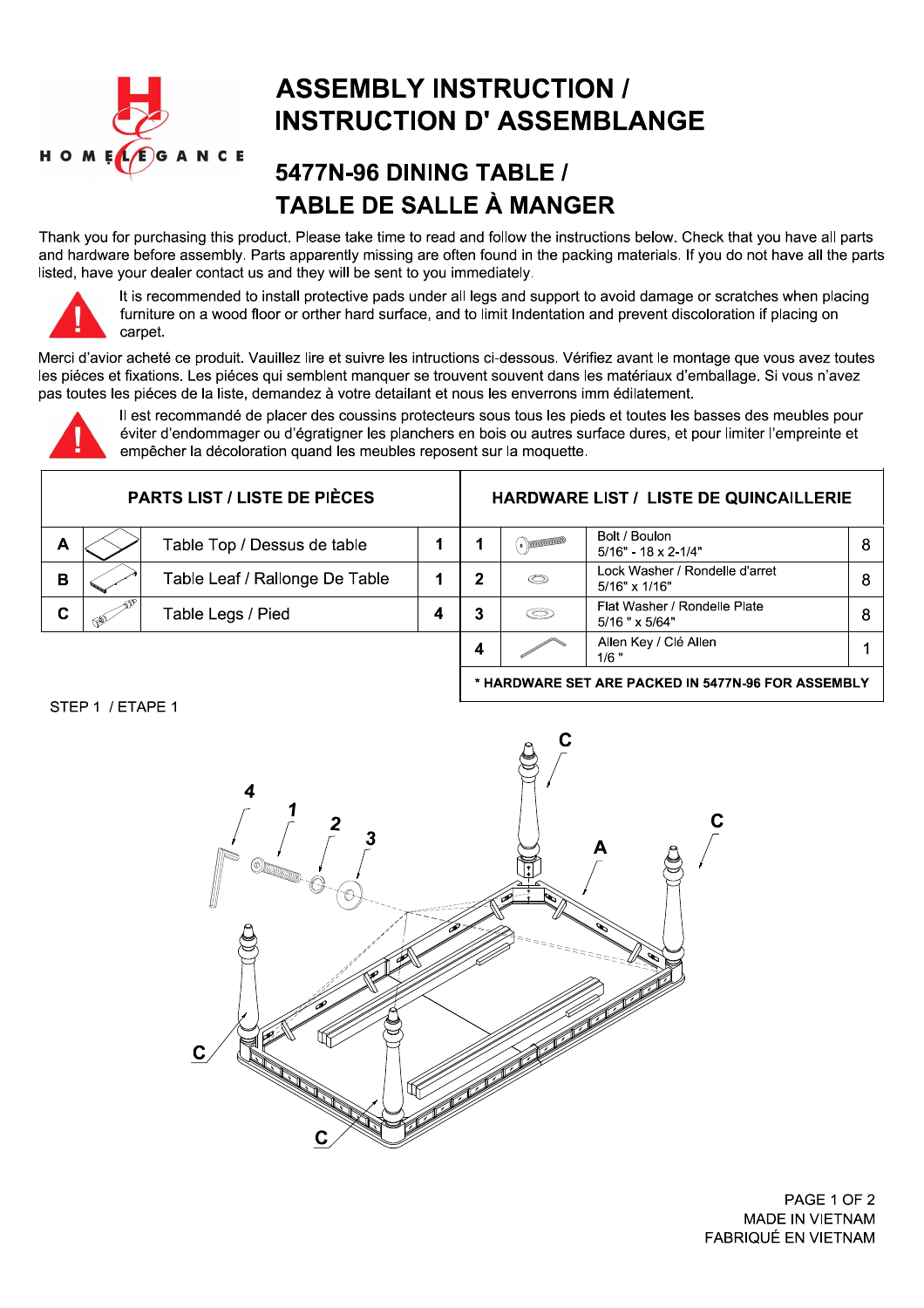# ASSEMBLY INSTRUCTION / INSTRUCTION D' ASSEMBLANGE

## 5477N-96 DINING TABLE / TABLE DE SALLE À MANGER

Thank you for purchasing this product. Please take time to read and follow the instructions below. Check that you have all parts and hardware before assembly. Parts apparently missing are often found in the packing materials. If you do not have all the parts listed, have your dealer contact us and they will be sent to you immediately.

It is recommended to install protective pads under all legs and support to avoid damage or scratches when placing furniture on a wood floor or orther hard surface, and to limit Indentation and prevent discoloration if placing on carpet.

Merci d'avior acheté ce produit. Vauillez lire et suivre les intructions ci-dessous. Vérifiez avant le montage que vous avez toutes les piéces et fixations. Les piéces qui semblent manquer se trouvent souvent dans les matériaux d'emballage. Si vous n'avez pas toutes les piéces de la liste, demandez à votre detailant et nous les enverrons imm édilatement.

Il est recommandé de placer des coussins protecteurs sous tous les pieds et toutes les basses des meubles pour éviter d'endommager ou d'égratigner les planchers en bois ou autres surface dures, et pour limiter l'empreinte et empêcher la décoloration quand les meubles reposent sur la moquette.

| PARTS LIST / LISTE DE PIÈCES | | |
|---|---|---|
| A | Table Top / Dessus de table | 1 |
| B | Table Leaf / Rallonge De Table | 1 |
| C | Table Legs / Pied | 4 |

| HARDWARE LIST / LISTE DE QUINCAILLERIE | | |
|---|---|---|
| 1 | Bolt / Boulon 5/16" - 18 x 2-1/4" | 8 |
| 2 | Lock Washer / Rondelle d'arret 5/16" x 1/16" | 8 |
| 3 | Flat Washer / Rondelle Plate 5/16 " x 5/64" | 8 |
| 4 | Allen Key / Clé Allen 1/6 " | 1 |

* HARDWARE SET ARE PACKED IN 5477N-96 FOR ASSEMBLY

STEP 1 / ETAPE 1

MADE IN VIETNAM
FABRIQUÉ EN VIETNAM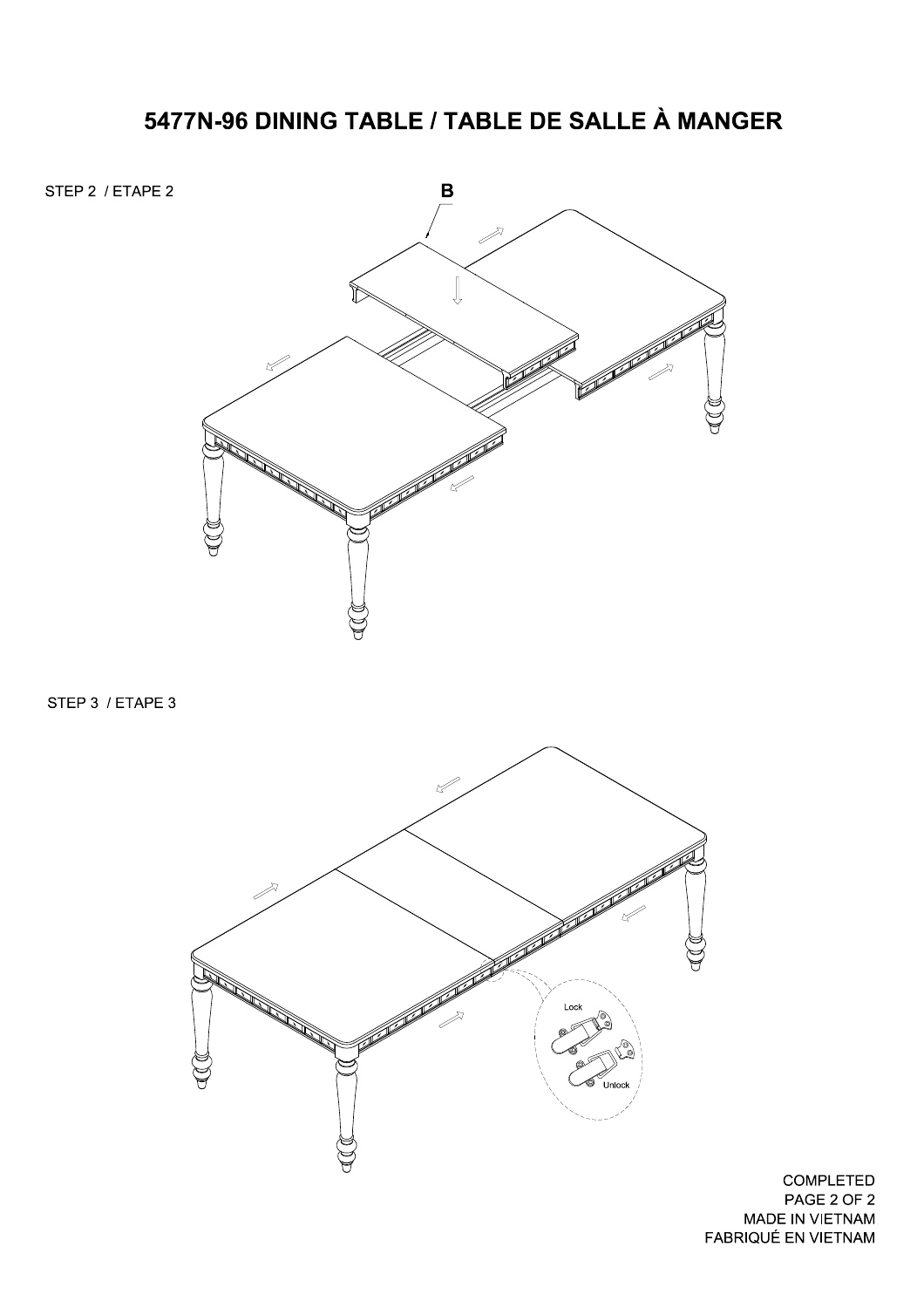# 5477N-96 DINING TABLE / TABLE DE SALLE À MANGER

STEP 2 / ETAPE 2

B

STEP 3 / ETAPE 3

Lock

Unlock

COMPLETED

MADE IN VIETNAM

FABRIQUÉ EN VIETNAM